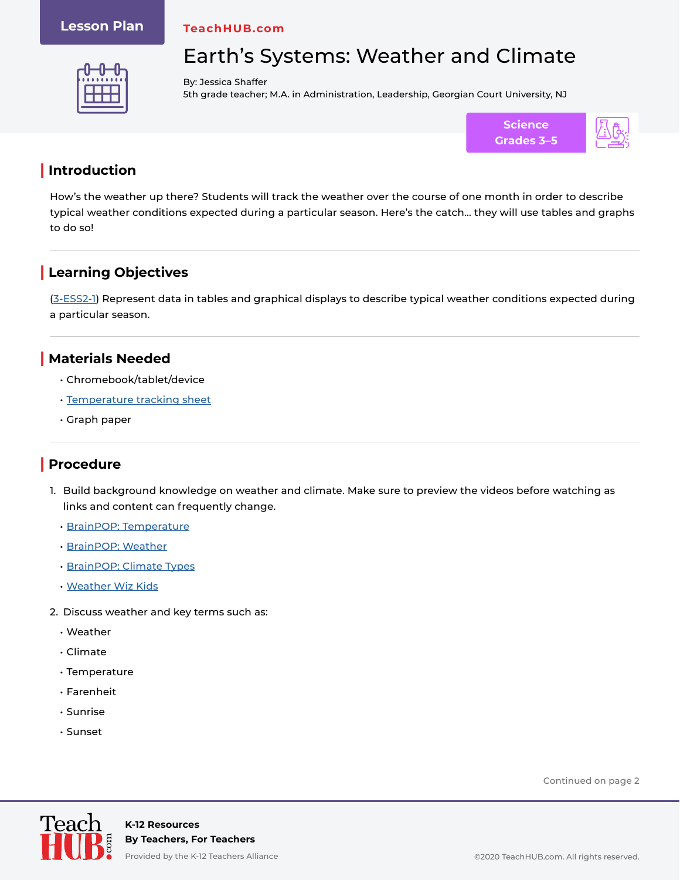Lesson Plan

TeachHUB.com

# Earth's Systems: Weather and Climate

By: Jessica Shaffer
5th grade teacher; M.A. in Administration, Leadership, Georgian Court University, NJ

**Science Grades 3–5**

## Introduction

How's the weather up there? Students will track the weather over the course of one month in order to describe typical weather conditions expected during a particular season. Here's the catch... they will use tables and graphs to do so!

## Learning Objectives

(3-ESS2-1) Represent data in tables and graphical displays to describe typical weather conditions expected during a particular season.

## Materials Needed

- Chromebook/tablet/device
- Temperature tracking sheet
- Graph paper

## Procedure

1. Build background knowledge on weather and climate. Make sure to preview the videos before watching as links and content can frequently change.
   - BrainPOP: Temperature
   - BrainPOP: Weather
   - BrainPOP: Climate Types
   - Weather Wiz Kids
2. Discuss weather and key terms such as:
   - Weather
   - Climate
   - Temperature
   - Farenheit
   - Sunrise
   - Sunset

Continued on page 2

K-12 Resources
By Teachers, For Teachers
Provided by the K-12 Teachers Alliance

©2020 TeachHUB.com. All rights reserved.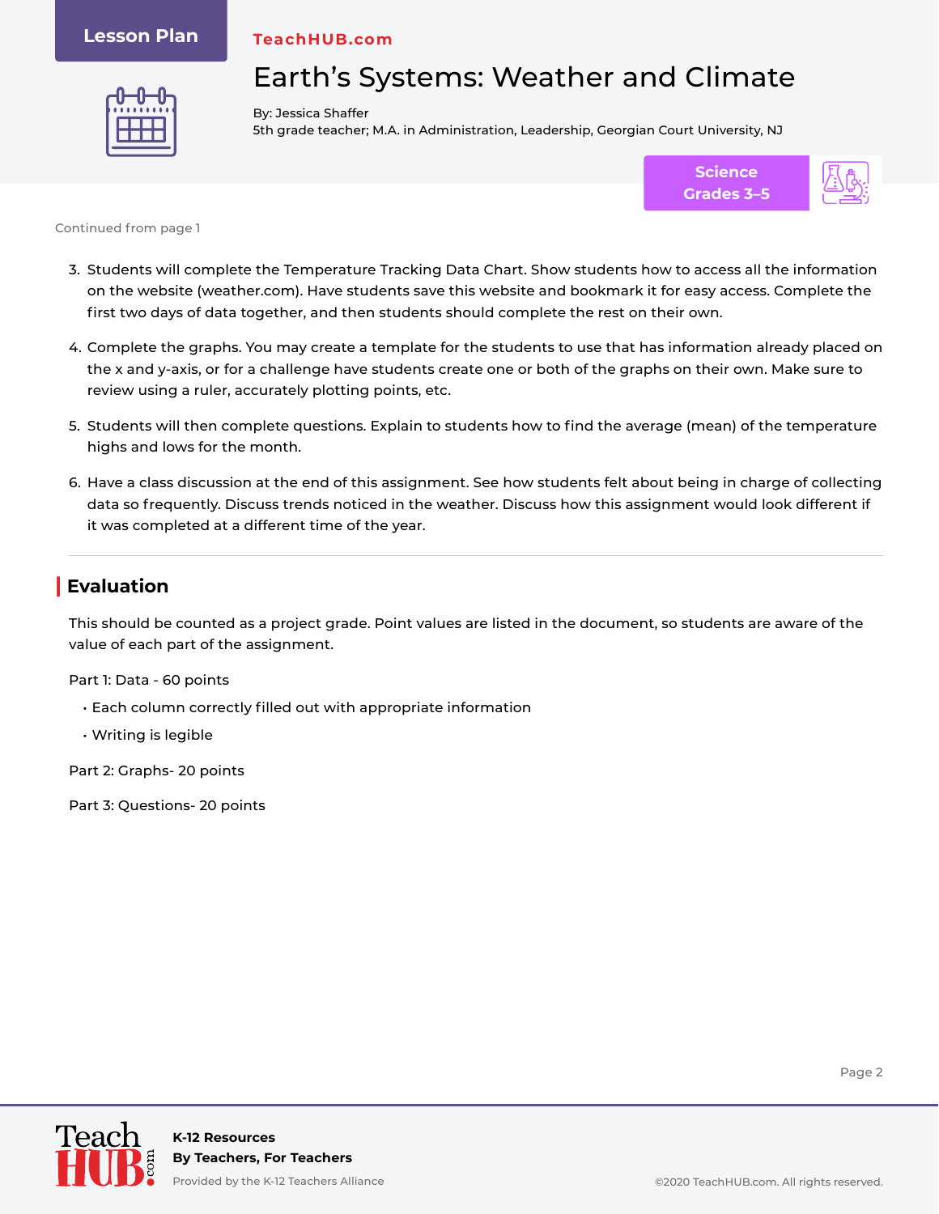Continued from page 1

3. Students will complete the Temperature Tracking Data Chart. Show students how to access all the information on the website (weather.com). Have students save this website and bookmark it for easy access. Complete the first two days of data together, and then students should complete the rest on their own.

4. Complete the graphs. You may create a template for the students to use that has information already placed on the x and y-axis, or for a challenge have students create one or both of the graphs on their own. Make sure to review using a ruler, accurately plotting points, etc.

5. Students will then complete questions. Explain to students how to find the average (mean) of the temperature highs and lows for the month.

6. Have a class discussion at the end of this assignment. See how students felt about being in charge of collecting data so frequently. Discuss trends noticed in the weather. Discuss how this assignment would look different if it was completed at a different time of the year.

## Evaluation

This should be counted as a project grade. Point values are listed in the document, so students are aware of the value of each part of the assignment.

Part 1: Data - 60 points

- Each column correctly filled out with appropriate information
- Writing is legible

Part 2: Graphs- 20 points

Part 3: Questions- 20 points